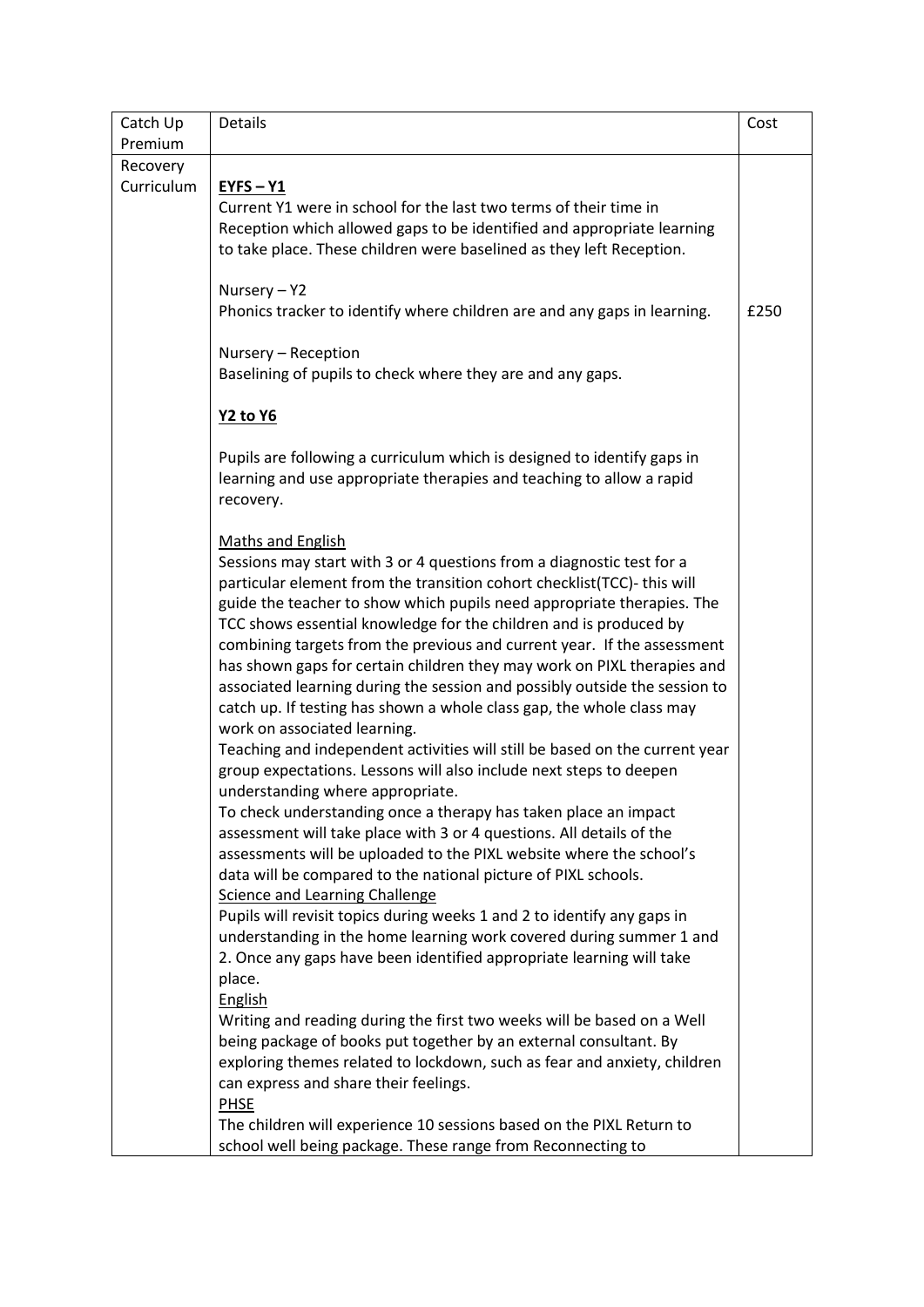| Catch Up Premium | Details | Cost |
|---|---|---|
| Recovery Curriculum | **<u>EYFS – Y1</u>**<br>Current Y1 were in school for the last two terms of their time in Reception which allowed gaps to be identified and appropriate learning to take place. These children were baselined as they left Reception.<br><br>Nursery – Y2<br>Phonics tracker to identify where children are and any gaps in learning.<br><br>Nursery – Reception<br>Baselining of pupils to check where they are and any gaps.<br><br>**<u>Y2 to Y6</u>**<br><br>Pupils are following a curriculum which is designed to identify gaps in learning and use appropriate therapies and teaching to allow a rapid recovery.<br><br><u>Maths and English</u><br>Sessions may start with 3 or 4 questions from a diagnostic test for a particular element from the transition cohort checklist(TCC)- this will guide the teacher to show which pupils need appropriate therapies. The TCC shows essential knowledge for the children and is produced by combining targets from the previous and current year. If the assessment has shown gaps for certain children they may work on PIXL therapies and associated learning during the session and possibly outside the session to catch up. If testing has shown a whole class gap, the whole class may work on associated learning.<br>Teaching and independent activities will still be based on the current year group expectations. Lessons will also include next steps to deepen understanding where appropriate.<br>To check understanding once a therapy has taken place an impact assessment will take place with 3 or 4 questions. All details of the assessments will be uploaded to the PIXL website where the school's data will be compared to the national picture of PIXL schools.<br><u>Science and Learning Challenge</u><br>Pupils will revisit topics during weeks 1 and 2 to identify any gaps in understanding in the home learning work covered during summer 1 and 2. Once any gaps have been identified appropriate learning will take place.<br><u>English</u><br>Writing and reading during the first two weeks will be based on a Well being package of books put together by an external consultant. By exploring themes related to lockdown, such as fear and anxiety, children can express and share their feelings.<br><u>PHSE</u><br>The children will experience 10 sessions based on the PIXL Return to school well being package. These range from Reconnecting to | <br><br><br><br><br><br>£250 |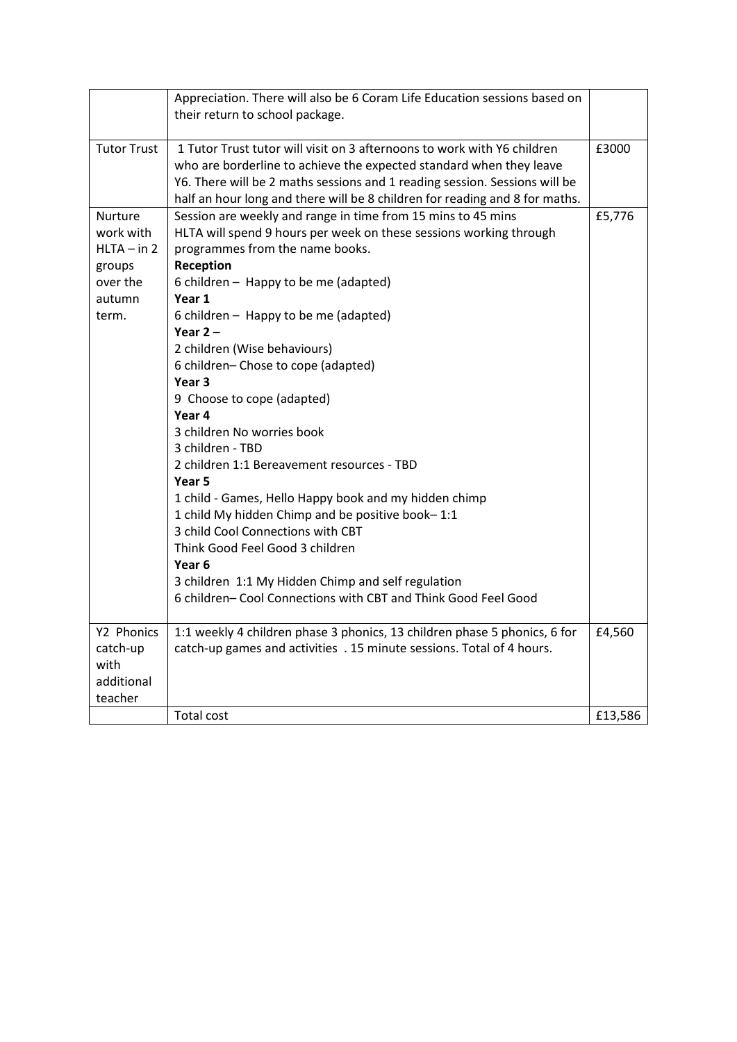| | | |
|---|---|---|
| | Appreciation. There will also be 6 Coram Life Education sessions based on their return to school package. | |
| Tutor Trust | 1 Tutor Trust tutor will visit on 3 afternoons to work with Y6 children who are borderline to achieve the expected standard when they leave Y6. There will be 2 maths sessions and 1 reading session. Sessions will be half an hour long and there will be 8 children for reading and 8 for maths. | £3000 |
| Nurture work with HLTA – in 2 groups over the autumn term. | Session are weekly and range in time from 15 mins to 45 mins<br>HLTA will spend 9 hours per week on these sessions working through programmes from the name books.<br>**Reception**<br>6 children – Happy to be me (adapted)<br>**Year 1**<br>6 children – Happy to be me (adapted)<br>**Year 2** –<br>2 children (Wise behaviours)<br>6 children– Chose to cope (adapted)<br>**Year 3**<br>9 Choose to cope (adapted)<br>**Year 4**<br>3 children No worries book<br>3 children - TBD<br>2 children 1:1 Bereavement resources - TBD<br>**Year 5**<br>1 child - Games, Hello Happy book and my hidden chimp<br>1 child My hidden Chimp and be positive book– 1:1<br>3 child Cool Connections with CBT<br>Think Good Feel Good 3 children<br>**Year 6**<br>3 children 1:1 My Hidden Chimp and self regulation<br>6 children– Cool Connections with CBT and Think Good Feel Good | £5,776 |
| Y2 Phonics catch-up with additional teacher | 1:1 weekly 4 children phase 3 phonics, 13 children phase 5 phonics, 6 for catch-up games and activities . 15 minute sessions. Total of 4 hours. | £4,560 |
| | Total cost | £13,586 |